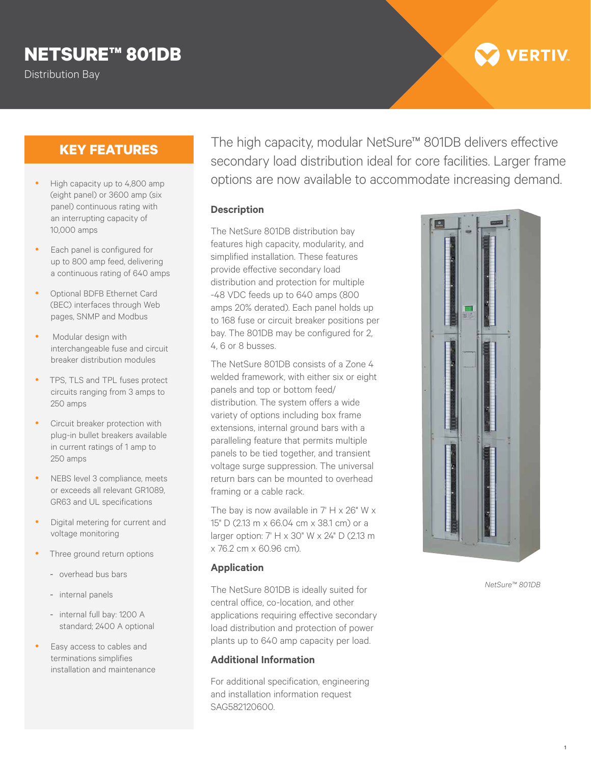# NETSURE™ 801DB

Distribution Bay

VERTIV.

## KEY FEATURES

- High capacity up to 4,800 amp (eight panel) or 3600 amp (six panel) continuous rating with an interrupting capacity of 10,000 amps
- Each panel is configured for up to 800 amp feed, delivering a continuous rating of 640 amps
- Optional BDFB Ethernet Card (BEC) interfaces through Web pages, SNMP and Modbus
- Modular design with interchangeable fuse and circuit breaker distribution modules
- TPS, TLS and TPL fuses protect circuits ranging from 3 amps to 250 amps
- Circuit breaker protection with plug-in bullet breakers available in current ratings of 1 amp to 250 amps
- NEBS level 3 compliance, meets or exceeds all relevant GR1089, GR63 and UL specifications
- Digital metering for current and voltage monitoring
- Three ground return options
  - overhead bus bars
  - internal panels
  - internal full bay: 1200 A standard; 2400 A optional
- Easy access to cables and terminations simplifies installation and maintenance

The high capacity, modular NetSure™ 801DB delivers effective secondary load distribution ideal for core facilities. Larger frame options are now available to accommodate increasing demand.

### Description

The NetSure 801DB distribution bay features high capacity, modularity, and simplified installation. These features provide effective secondary load distribution and protection for multiple -48 VDC feeds up to 640 amps (800 amps 20% derated). Each panel holds up to 168 fuse or circuit breaker positions per bay. The 801DB may be configured for 2, 4, 6 or 8 busses.

The NetSure 801DB consists of a Zone 4 welded framework, with either six or eight panels and top or bottom feed/distribution. The system offers a wide variety of options including box frame extensions, internal ground bars with a paralleling feature that permits multiple panels to be tied together, and transient voltage surge suppression. The universal return bars can be mounted to overhead framing or a cable rack.

The bay is now available in 7' H x 26" W x 15" D (2.13 m x 66.04 cm x 38.1 cm) or a larger option: 7' H x 30" W x 24" D (2.13 m x 76.2 cm x 60.96 cm).

*NetSure™ 801DB*

### Application

The NetSure 801DB is ideally suited for central office, co-location, and other applications requiring effective secondary load distribution and protection of power plants up to 640 amp capacity per load.

### Additional Information

For additional specification, engineering and installation information request SAG582120600.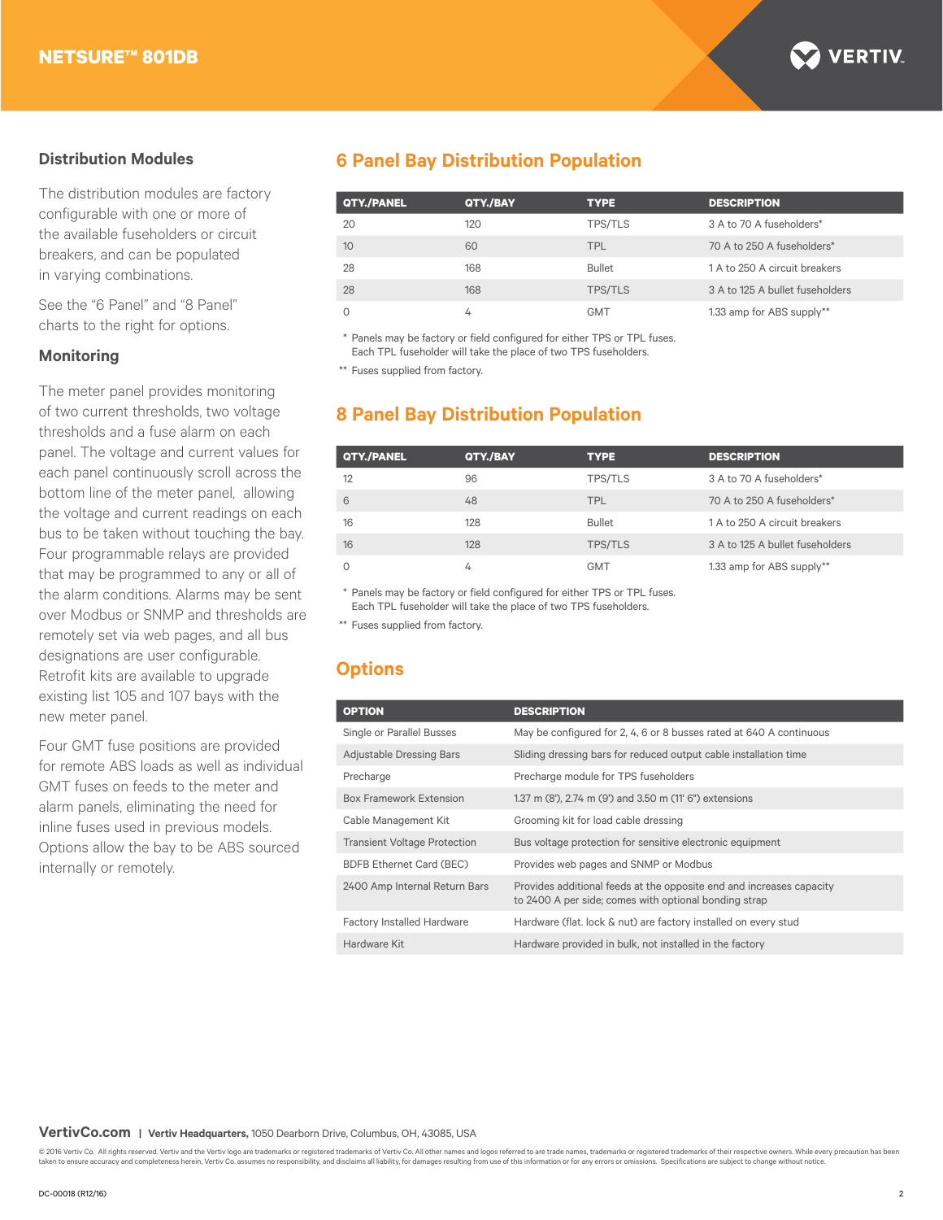## Distribution Modules

The distribution modules are factory configurable with one or more of the available fuseholders or circuit breakers, and can be populated in varying combinations.

See the "6 Panel" and "8 Panel" charts to the right for options.

## Monitoring

The meter panel provides monitoring of two current thresholds, two voltage thresholds and a fuse alarm on each panel. The voltage and current values for each panel continuously scroll across the bottom line of the meter panel, allowing the voltage and current readings on each bus to be taken without touching the bay. Four programmable relays are provided that may be programmed to any or all of the alarm conditions. Alarms may be sent over Modbus or SNMP and thresholds are remotely set via web pages, and all bus designations are user configurable. Retrofit kits are available to upgrade existing list 105 and 107 bays with the new meter panel.

Four GMT fuse positions are provided for remote ABS loads as well as individual GMT fuses on feeds to the meter and alarm panels, eliminating the need for inline fuses used in previous models. Options allow the bay to be ABS sourced internally or remotely.

## 6 Panel Bay Distribution Population

| QTY./PANEL | QTY./BAY | TYPE | DESCRIPTION |
|---|---|---|---|
| 20 | 120 | TPS/TLS | 3 A to 70 A fuseholders* |
| 10 | 60 | TPL | 70 A to 250 A fuseholders* |
| 28 | 168 | Bullet | 1 A to 250 A circuit breakers |
| 28 | 168 | TPS/TLS | 3 A to 125 A bullet fuseholders |
| 0 | 4 | GMT | 1.33 amp for ABS supply** |

\* Panels may be factory or field configured for either TPS or TPL fuses. Each TPL fuseholder will take the place of two TPS fuseholders.

** Fuses supplied from factory.

## 8 Panel Bay Distribution Population

| QTY./PANEL | QTY./BAY | TYPE | DESCRIPTION |
|---|---|---|---|
| 12 | 96 | TPS/TLS | 3 A to 70 A fuseholders* |
| 6 | 48 | TPL | 70 A to 250 A fuseholders* |
| 16 | 128 | Bullet | 1 A to 250 A circuit breakers |
| 16 | 128 | TPS/TLS | 3 A to 125 A bullet fuseholders |
| 0 | 4 | GMT | 1.33 amp for ABS supply** |

\* Panels may be factory or field configured for either TPS or TPL fuses. Each TPL fuseholder will take the place of two TPS fuseholders.

** Fuses supplied from factory.

## Options

| OPTION | DESCRIPTION |
|---|---|
| Single or Parallel Busses | May be configured for 2, 4, 6 or 8 busses rated at 640 A continuous |
| Adjustable Dressing Bars | Sliding dressing bars for reduced output cable installation time |
| Precharge | Precharge module for TPS fuseholders |
| Box Framework Extension | 1.37 m (8'), 2.74 m (9') and 3.50 m (11' 6") extensions |
| Cable Management Kit | Grooming kit for load cable dressing |
| Transient Voltage Protection | Bus voltage protection for sensitive electronic equipment |
| BDFB Ethernet Card (BEC) | Provides web pages and SNMP or Modbus |
| 2400 Amp Internal Return Bars | Provides additional feeds at the opposite end and increases capacity to 2400 A per side; comes with optional bonding strap |
| Factory Installed Hardware | Hardware (flat. lock & nut) are factory installed on every stud |
| Hardware Kit | Hardware provided in bulk, not installed in the factory |

**VertivCo.com** | **Vertiv Headquarters,** 1050 Dearborn Drive, Columbus, OH, 43085, USA

© 2016 Vertiv Co. All rights reserved. Vertiv and the Vertiv logo are trademarks or registered trademarks of Vertiv Co. All other names and logos referred to are trade names, trademarks or registered trademarks of their respective owners. While every precaution has been taken to ensure accuracy and completeness herein, Vertiv Co. assumes no responsibility, and disclaims all liability, for damages resulting from use of this information or for any errors or omissions. Specifications are subject to change without notice.

DC-00018 (R12/16)